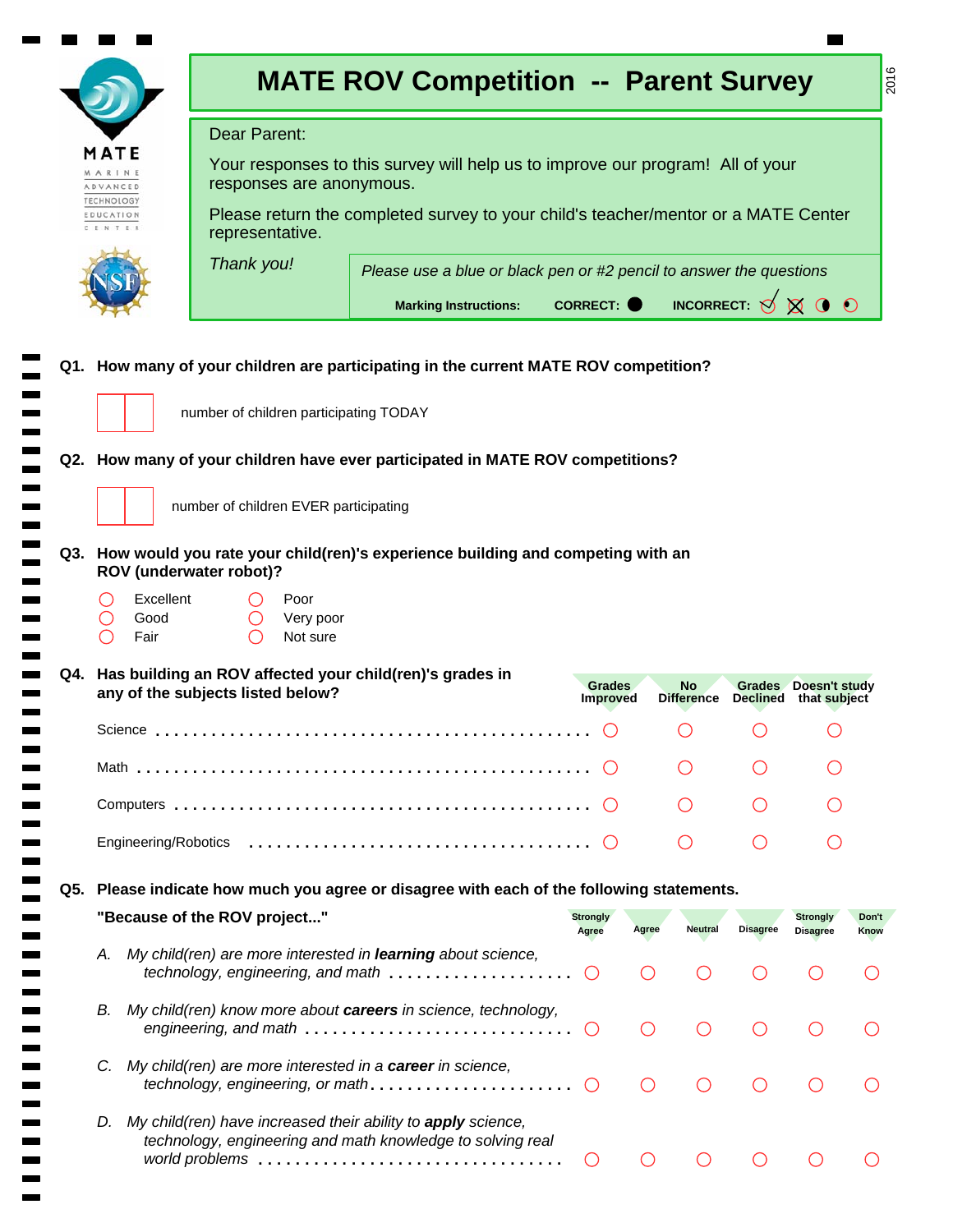# MATE ROV Competition -- Parent Survey

2016

MATE
MARINE
ADVANCED
TECHNOLOGY
EDUCATION
CENTER

Dear Parent:

Your responses to this survey will help us to improve our program! All of your responses are anonymous.

Please return the completed survey to your child's teacher/mentor or a MATE Center representative.

*Thank you!*

*Please use a blue or black pen or #2 pencil to answer the questions*

**Marking Instructions:** **CORRECT:** ● **INCORRECT:** ✓ ☒ ◐ ⊙

**Q1. How many of your children are participating in the current MATE ROV competition?**

☐☐ number of children participating TODAY

**Q2. How many of your children have ever participated in MATE ROV competitions?**

☐☐ number of children EVER participating

**Q3. How would you rate your child(ren)'s experience building and competing with an ROV (underwater robot)?**

- ○ Excellent
- ○ Good
- ○ Fair
- ○ Poor
- ○ Very poor
- ○ Not sure

**Q4. Has building an ROV affected your child(ren)'s grades in any of the subjects listed below?**

| | Grades Improved | No Difference | Grades Declined | Doesn't study that subject |
|---|---|---|---|---|
| Science | ○ | ○ | ○ | ○ |
| Math | ○ | ○ | ○ | ○ |
| Computers | ○ | ○ | ○ | ○ |
| Engineering/Robotics | ○ | ○ | ○ | ○ |

**Q5. Please indicate how much you agree or disagree with each of the following statements.**

**"Because of the ROV project..."**

| | Strongly Agree | Agree | Neutral | Disagree | Strongly Disagree | Don't Know |
|---|---|---|---|---|---|---|
| *A. My child(ren) are more interested in **learning** about science, technology, engineering, and math* | ○ | ○ | ○ | ○ | ○ | ○ |
| *B. My child(ren) know more about **careers** in science, technology, engineering, and math* | ○ | ○ | ○ | ○ | ○ | ○ |
| *C. My child(ren) are more interested in a **career** in science, technology, engineering, or math* | ○ | ○ | ○ | ○ | ○ | ○ |
| *D. My child(ren) have increased their ability to **apply** science, technology, engineering and math knowledge to solving real world problems* | ○ | ○ | ○ | ○ | ○ | ○ |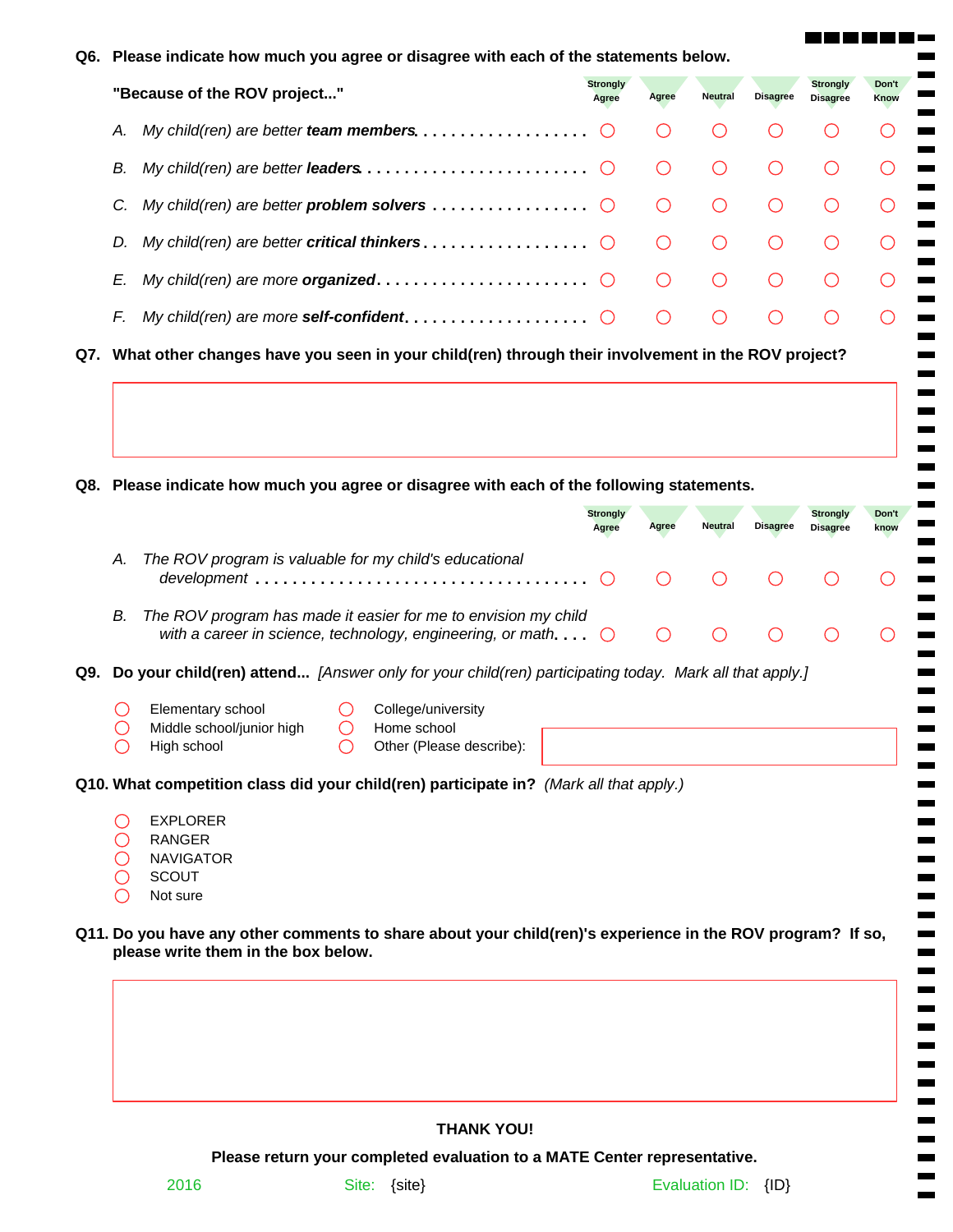**Q6. Please indicate how much you agree or disagree with each of the statements below.**

| **"Because of the ROV project..."** | Strongly Agree | Agree | Neutral | Disagree | Strongly Disagree | Don't Know |
|---|---|---|---|---|---|---|
| A. *My child(ren) are better* ***team members*** | ◯ | ◯ | ◯ | ◯ | ◯ | ◯ |
| B. *My child(ren) are better* ***leaders*** | ◯ | ◯ | ◯ | ◯ | ◯ | ◯ |
| C. *My child(ren) are better* ***problem solvers*** | ◯ | ◯ | ◯ | ◯ | ◯ | ◯ |
| D. *My child(ren) are better* ***critical thinkers*** | ◯ | ◯ | ◯ | ◯ | ◯ | ◯ |
| E. *My child(ren) are more* ***organized*** | ◯ | ◯ | ◯ | ◯ | ◯ | ◯ |
| F. *My child(ren) are more* ***self-confident*** | ◯ | ◯ | ◯ | ◯ | ◯ | ◯ |

**Q7. What other changes have you seen in your child(ren) through their involvement in the ROV project?**

**Q8. Please indicate how much you agree or disagree with each of the following statements.**

| | Strongly Agree | Agree | Neutral | Disagree | Strongly Disagree | Don't know |
|---|---|---|---|---|---|---|
| A. *The ROV program is valuable for my child's educational development* | ◯ | ◯ | ◯ | ◯ | ◯ | ◯ |
| B. *The ROV program has made it easier for me to envision my child with a career in science, technology, engineering, or math.* | ◯ | ◯ | ◯ | ◯ | ◯ | ◯ |

**Q9. Do your child(ren) attend...** *[Answer only for your child(ren) participating today. Mark all that apply.]*

- ◯ Elementary school
- ◯ Middle school/junior high
- ◯ High school
- ◯ College/university
- ◯ Home school
- ◯ Other (Please describe):

**Q10. What competition class did your child(ren) participate in?** *(Mark all that apply.)*

- ◯ EXPLORER
- ◯ RANGER
- ◯ NAVIGATOR
- ◯ SCOUT
- ◯ Not sure

**Q11. Do you have any other comments to share about your child(ren)'s experience in the ROV program? If so, please write them in the box below.**

**THANK YOU!**

**Please return your completed evaluation to a MATE Center representative.**

2016 Site: {site} Evaluation ID: {ID}